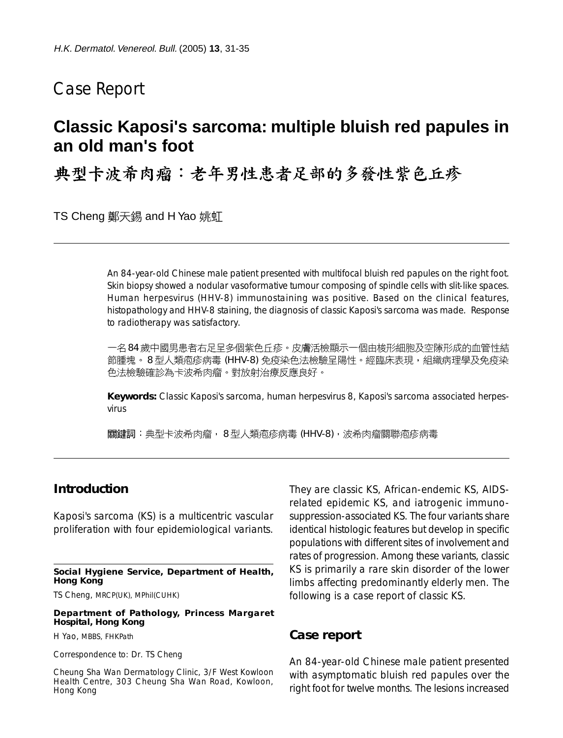Case Report

# Classic Kaposi's sarcoma: multiple bluish red papules in an old man's foot

# 典型卡波希肉瘤：老年男性患者足部的多發性紫色丘疹

TS Cheng 鄭天錫 and H Yao 姚虹

---

An 84-year-old Chinese male patient presented with multifocal bluish red papules on the right foot. Skin biopsy showed a nodular vasoformative tumour composing of spindle cells with slit-like spaces. Human herpesvirus (HHV-8) immunostaining was positive. Based on the clinical features, histopathology and HHV-8 staining, the diagnosis of classic Kaposi's sarcoma was made. Response to radiotherapy was satisfactory.

一名84歲中國男患者右足呈多個紫色丘疹。皮膚活檢顯示一個由梭形細胞及空隙形成的血管性結節腫塊。8型人類疱疹病毒 (HHV-8) 免疫染色法檢驗呈陽性。經臨床表現，組織病理學及免疫染色法檢驗確診為卡波希肉瘤。對放射治療反應良好。

**Keywords:** Classic Kaposi's sarcoma, human herpesvirus 8, Kaposi's sarcoma associated herpesvirus

**關鍵詞**：典型卡波希肉瘤，8型人類疱疹病毒 (HHV-8)，波希肉瘤關聯疱疹病毒

---

## Introduction

Kaposi's sarcoma (KS) is a multicentric vascular proliferation with four epidemiological variants. They are classic KS, African-endemic KS, AIDS-related epidemic KS, and iatrogenic immunosuppression-associated KS. The four variants share identical histologic features but develop in specific populations with different sites of involvement and rates of progression. Among these variants, classic KS is primarily a rare skin disorder of the lower limbs affecting predominantly elderly men. The following is a case report of classic KS.

## Case report

An 84-year-old Chinese male patient presented with asymptomatic bluish red papules over the right foot for twelve months. The lesions increased

---

**Social Hygiene Service, Department of Health, Hong Kong**

TS Cheng, MRCP(UK), MPhil(CUHK)

**Department of Pathology, Princess Margaret Hospital, Hong Kong**

H Yao, MBBS, FHKPath

Correspondence to: Dr. TS Cheng

Cheung Sha Wan Dermatology Clinic, 3/F West Kowloon Health Centre, 303 Cheung Sha Wan Road, Kowloon, Hong Kong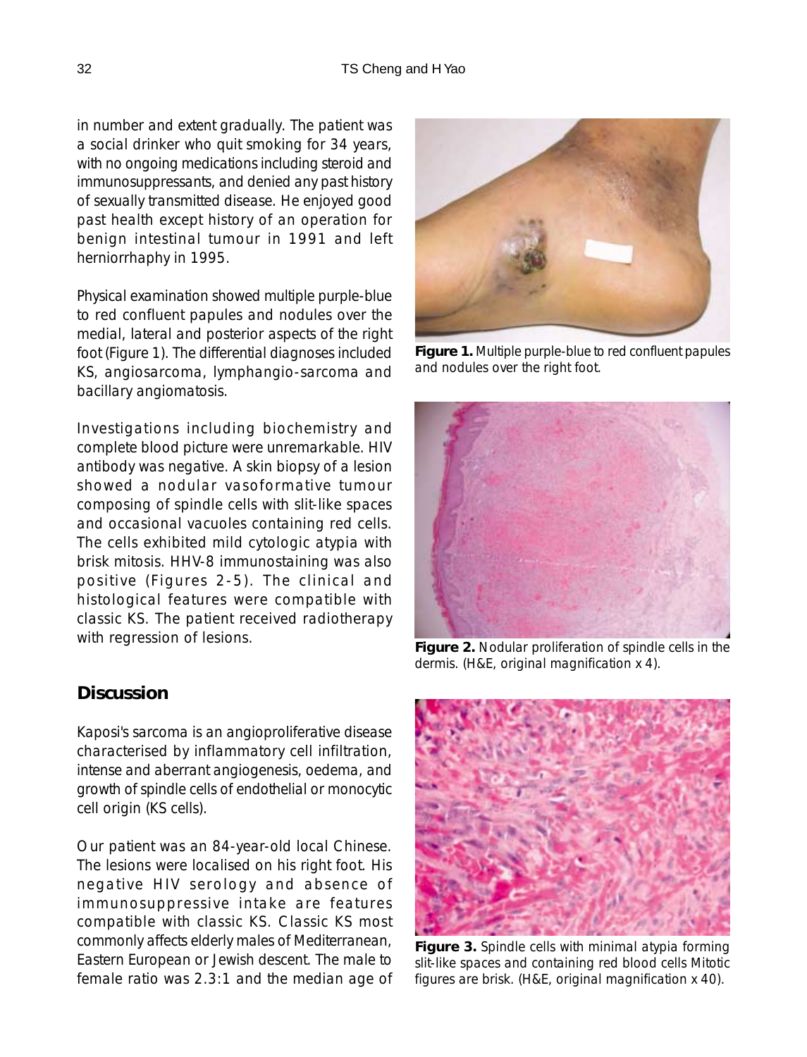in number and extent gradually. The patient was a social drinker who quit smoking for 34 years, with no ongoing medications including steroid and immunosuppressants, and denied any past history of sexually transmitted disease. He enjoyed good past health except history of an operation for benign intestinal tumour in 1991 and left herniorrhaphy in 1995.

Physical examination showed multiple purple-blue to red confluent papules and nodules over the medial, lateral and posterior aspects of the right foot (Figure 1). The differential diagnoses included KS, angiosarcoma, lymphangio-sarcoma and bacillary angiomatosis.

Investigations including biochemistry and complete blood picture were unremarkable. HIV antibody was negative. A skin biopsy of a lesion showed a nodular vasoformative tumour composing of spindle cells with slit-like spaces and occasional vacuoles containing red cells. The cells exhibited mild cytologic atypia with brisk mitosis. HHV-8 immunostaining was also positive (Figures 2-5). The clinical and histological features were compatible with classic KS. The patient received radiotherapy with regression of lesions.

**Figure 1.** Multiple purple-blue to red confluent papules and nodules over the right foot.

**Figure 2.** Nodular proliferation of spindle cells in the dermis. (H&E, original magnification x 4).

**Figure 3.** Spindle cells with minimal atypia forming slit-like spaces and containing red blood cells Mitotic figures are brisk. (H&E, original magnification x 40).

## Discussion

Kaposi's sarcoma is an angioproliferative disease characterised by inflammatory cell infiltration, intense and aberrant angiogenesis, oedema, and growth of spindle cells of endothelial or monocytic cell origin (KS cells).

Our patient was an 84-year-old local Chinese. The lesions were localised on his right foot. His negative HIV serology and absence of immunosuppressive intake are features compatible with classic KS. Classic KS most commonly affects elderly males of Mediterranean, Eastern European or Jewish descent. The male to female ratio was 2.3:1 and the median age of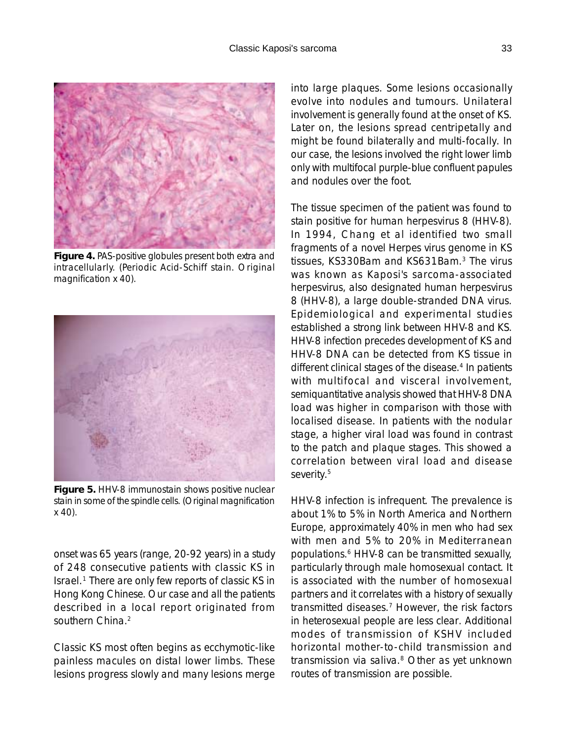**Figure 4.** PAS-positive globules present both extra and intracellularly. (Periodic Acid-Schiff stain. Original magnification x 40).

**Figure 5.** HHV-8 immunostain shows positive nuclear stain in some of the spindle cells. (Original magnification x 40).

onset was 65 years (range, 20-92 years) in a study of 248 consecutive patients with classic KS in Israel.[1] There are only few reports of classic KS in Hong Kong Chinese. Our case and all the patients described in a local report originated from southern China.[2]

Classic KS most often begins as ecchymotic-like painless macules on distal lower limbs. These lesions progress slowly and many lesions merge into large plaques. Some lesions occasionally evolve into nodules and tumours. Unilateral involvement is generally found at the onset of KS. Later on, the lesions spread centripetally and might be found bilaterally and multi-focally. In our case, the lesions involved the right lower limb only with multifocal purple-blue confluent papules and nodules over the foot.

The tissue specimen of the patient was found to stain positive for human herpesvirus 8 (HHV-8). In 1994, Chang et al identified two small fragments of a novel Herpes virus genome in KS tissues, KS330Bam and KS631Bam.[3] The virus was known as Kaposi's sarcoma-associated herpesvirus, also designated human herpesvirus 8 (HHV-8), a large double-stranded DNA virus. Epidemiological and experimental studies established a strong link between HHV-8 and KS. HHV-8 infection precedes development of KS and HHV-8 DNA can be detected from KS tissue in different clinical stages of the disease.[4] In patients with multifocal and visceral involvement, semiquantitative analysis showed that HHV-8 DNA load was higher in comparison with those with localised disease. In patients with the nodular stage, a higher viral load was found in contrast to the patch and plaque stages. This showed a correlation between viral load and disease severity.[5]

HHV-8 infection is infrequent. The prevalence is about 1% to 5% in North America and Northern Europe, approximately 40% in men who had sex with men and 5% to 20% in Mediterranean populations.[6] HHV-8 can be transmitted sexually, particularly through male homosexual contact. It is associated with the number of homosexual partners and it correlates with a history of sexually transmitted diseases.[7] However, the risk factors in heterosexual people are less clear. Additional modes of transmission of KSHV included horizontal mother-to-child transmission and transmission via saliva.[8] Other as yet unknown routes of transmission are possible.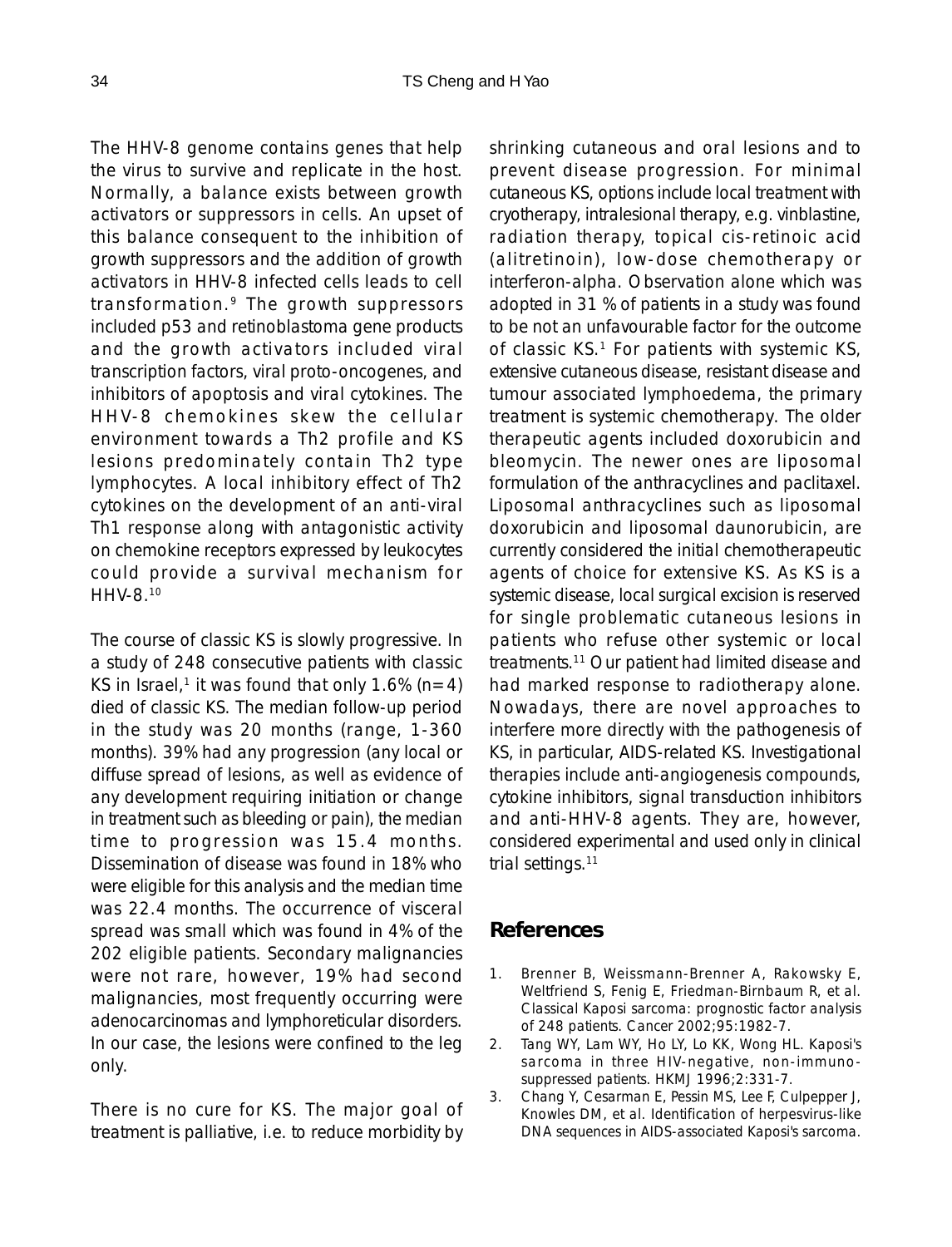The HHV-8 genome contains genes that help the virus to survive and replicate in the host. Normally, a balance exists between growth activators or suppressors in cells. An upset of this balance consequent to the inhibition of growth suppressors and the addition of growth activators in HHV-8 infected cells leads to cell transformation.[9] The growth suppressors included p53 and retinoblastoma gene products and the growth activators included viral transcription factors, viral proto-oncogenes, and inhibitors of apoptosis and viral cytokines. The HHV-8 chemokines skew the cellular environment towards a Th2 profile and KS lesions predominately contain Th2 type lymphocytes. A local inhibitory effect of Th2 cytokines on the development of an anti-viral Th1 response along with antagonistic activity on chemokine receptors expressed by leukocytes could provide a survival mechanism for HHV-8.[10]

The course of classic KS is slowly progressive. In a study of 248 consecutive patients with classic KS in Israel,[1] it was found that only 1.6% (n=4) died of classic KS. The median follow-up period in the study was 20 months (range, 1-360 months). 39% had any progression (any local or diffuse spread of lesions, as well as evidence of any development requiring initiation or change in treatment such as bleeding or pain), the median time to progression was 15.4 months. Dissemination of disease was found in 18% who were eligible for this analysis and the median time was 22.4 months. The occurrence of visceral spread was small which was found in 4% of the 202 eligible patients. Secondary malignancies were not rare, however, 19% had second malignancies, most frequently occurring were adenocarcinomas and lymphoreticular disorders. In our case, the lesions were confined to the leg only.

There is no cure for KS. The major goal of treatment is palliative, i.e. to reduce morbidity by shrinking cutaneous and oral lesions and to prevent disease progression. For minimal cutaneous KS, options include local treatment with cryotherapy, intralesional therapy, e.g. vinblastine, radiation therapy, topical cis-retinoic acid (alitretinoin), low-dose chemotherapy or interferon-alpha. Observation alone which was adopted in 31 % of patients in a study was found to be not an unfavourable factor for the outcome of classic KS.[1] For patients with systemic KS, extensive cutaneous disease, resistant disease and tumour associated lymphoedema, the primary treatment is systemic chemotherapy. The older therapeutic agents included doxorubicin and bleomycin. The newer ones are liposomal formulation of the anthracyclines and paclitaxel. Liposomal anthracyclines such as liposomal doxorubicin and liposomal daunorubicin, are currently considered the initial chemotherapeutic agents of choice for extensive KS. As KS is a systemic disease, local surgical excision is reserved for single problematic cutaneous lesions in patients who refuse other systemic or local treatments.[11] Our patient had limited disease and had marked response to radiotherapy alone. Nowadays, there are novel approaches to interfere more directly with the pathogenesis of KS, in particular, AIDS-related KS. Investigational therapies include anti-angiogenesis compounds, cytokine inhibitors, signal transduction inhibitors and anti-HHV-8 agents. They are, however, considered experimental and used only in clinical trial settings.[11]

## References

1. Brenner B, Weissmann-Brenner A, Rakowsky E, Weltfriend S, Fenig E, Friedman-Birnbaum R, et al. Classical Kaposi sarcoma: prognostic factor analysis of 248 patients. Cancer 2002;95:1982-7.
2. Tang WY, Lam WY, Ho LY, Lo KK, Wong HL. Kaposi's sarcoma in three HIV-negative, non-immuno-suppressed patients. HKMJ 1996;2:331-7.
3. Chang Y, Cesarman E, Pessin MS, Lee F, Culpepper J, Knowles DM, et al. Identification of herpesvirus-like DNA sequences in AIDS-associated Kaposi's sarcoma.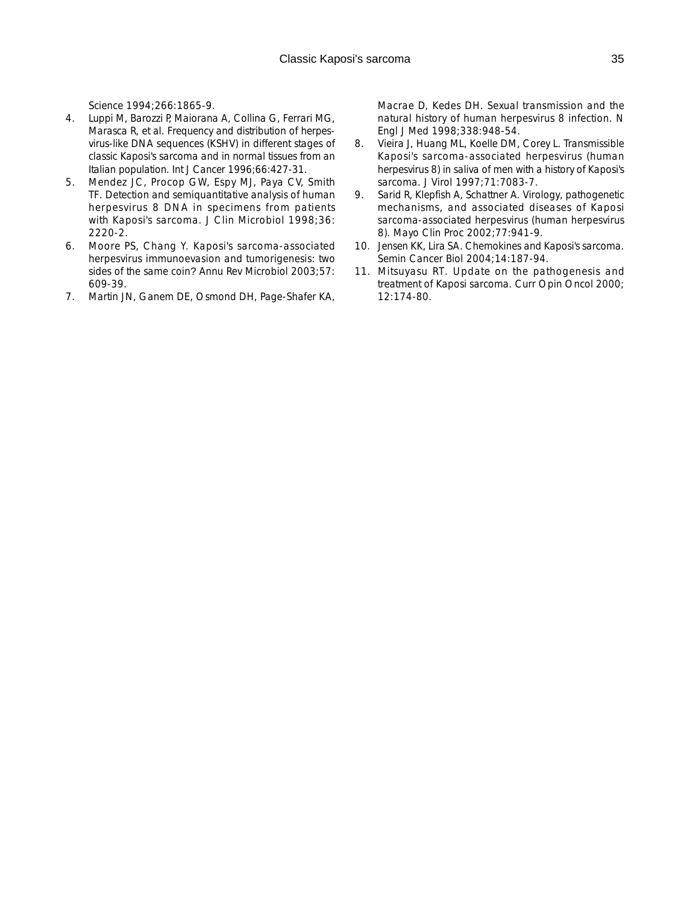Science 1994;266:1865-9.

4. Luppi M, Barozzi P, Maiorana A, Collina G, Ferrari MG, Marasca R, et al. Frequency and distribution of herpes-virus-like DNA sequences (KSHV) in different stages of classic Kaposi's sarcoma and in normal tissues from an Italian population. Int J Cancer 1996;66:427-31.
5. Mendez JC, Procop GW, Espy MJ, Paya CV, Smith TF. Detection and semiquantitative analysis of human herpesvirus 8 DNA in specimens from patients with Kaposi's sarcoma. J Clin Microbiol 1998;36: 2220-2.
6. Moore PS, Chang Y. Kaposi's sarcoma-associated herpesvirus immunoevasion and tumorigenesis: two sides of the same coin? Annu Rev Microbiol 2003;57: 609-39.
7. Martin JN, Ganem DE, Osmond DH, Page-Shafer KA, Macrae D, Kedes DH. Sexual transmission and the natural history of human herpesvirus 8 infection. N Engl J Med 1998;338:948-54.
8. Vieira J, Huang ML, Koelle DM, Corey L. Transmissible Kaposi's sarcoma-associated herpesvirus (human herpesvirus 8) in saliva of men with a history of Kaposi's sarcoma. J Virol 1997;71:7083-7.
9. Sarid R, Klepfish A, Schattner A. Virology, pathogenetic mechanisms, and associated diseases of Kaposi sarcoma-associated herpesvirus (human herpesvirus 8). Mayo Clin Proc 2002;77:941-9.
10. Jensen KK, Lira SA. Chemokines and Kaposi's sarcoma. Semin Cancer Biol 2004;14:187-94.
11. Mitsuyasu RT. Update on the pathogenesis and treatment of Kaposi sarcoma. Curr Opin Oncol 2000; 12:174-80.